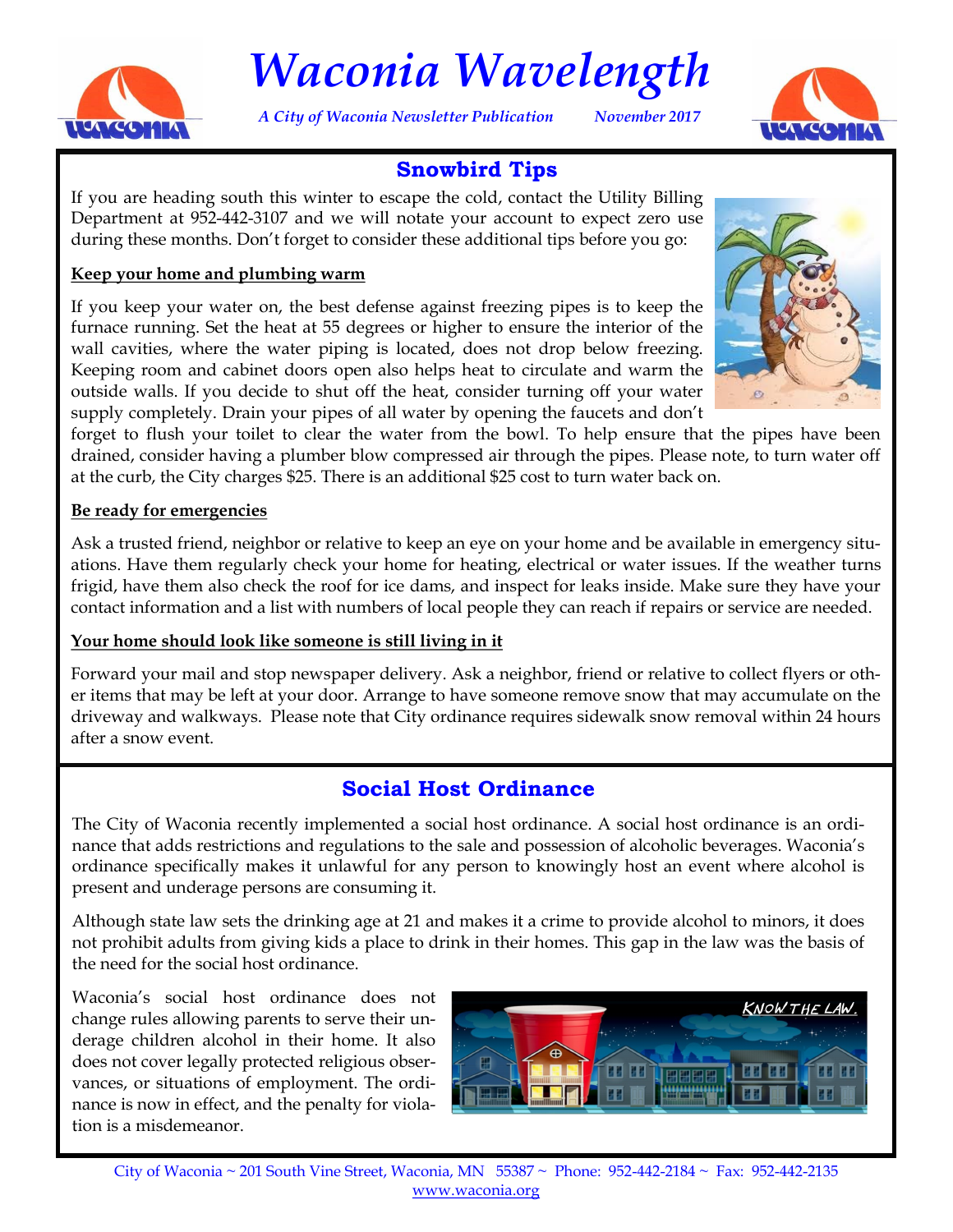# Waconia Wavelength

*A City of Waconia Newsletter Publication* *November 2017*

## Snowbird Tips

If you are heading south this winter to escape the cold, contact the Utility Billing Department at 952-442-3107 and we will notate your account to expect zero use during these months. Don't forget to consider these additional tips before you go:

### Keep your home and plumbing warm

If you keep your water on, the best defense against freezing pipes is to keep the furnace running. Set the heat at 55 degrees or higher to ensure the interior of the wall cavities, where the water piping is located, does not drop below freezing. Keeping room and cabinet doors open also helps heat to circulate and warm the outside walls. If you decide to shut off the heat, consider turning off your water supply completely. Drain your pipes of all water by opening the faucets and don't forget to flush your toilet to clear the water from the bowl. To help ensure that the pipes have been drained, consider having a plumber blow compressed air through the pipes. Please note, to turn water off at the curb, the City charges $25. There is an additional $25 cost to turn water back on.

### Be ready for emergencies

Ask a trusted friend, neighbor or relative to keep an eye on your home and be available in emergency situations. Have them regularly check your home for heating, electrical or water issues. If the weather turns frigid, have them also check the roof for ice dams, and inspect for leaks inside. Make sure they have your contact information and a list with numbers of local people they can reach if repairs or service are needed.

### Your home should look like someone is still living in it

Forward your mail and stop newspaper delivery. Ask a neighbor, friend or relative to collect flyers or other items that may be left at your door. Arrange to have someone remove snow that may accumulate on the driveway and walkways. Please note that City ordinance requires sidewalk snow removal within 24 hours after a snow event.

## Social Host Ordinance

The City of Waconia recently implemented a social host ordinance. A social host ordinance is an ordinance that adds restrictions and regulations to the sale and possession of alcoholic beverages. Waconia's ordinance specifically makes it unlawful for any person to knowingly host an event where alcohol is present and underage persons are consuming it.

Although state law sets the drinking age at 21 and makes it a crime to provide alcohol to minors, it does not prohibit adults from giving kids a place to drink in their homes. This gap in the law was the basis of the need for the social host ordinance.

Waconia's social host ordinance does not change rules allowing parents to serve their underage children alcohol in their home. It also does not cover legally protected religious observances, or situations of employment. The ordinance is now in effect, and the penalty for violation is a misdemeanor.

City of Waconia ~ 201 South Vine Street, Waconia, MN 55387 ~ Phone: 952-442-2184 ~ Fax: 952-442-2135
www.waconia.org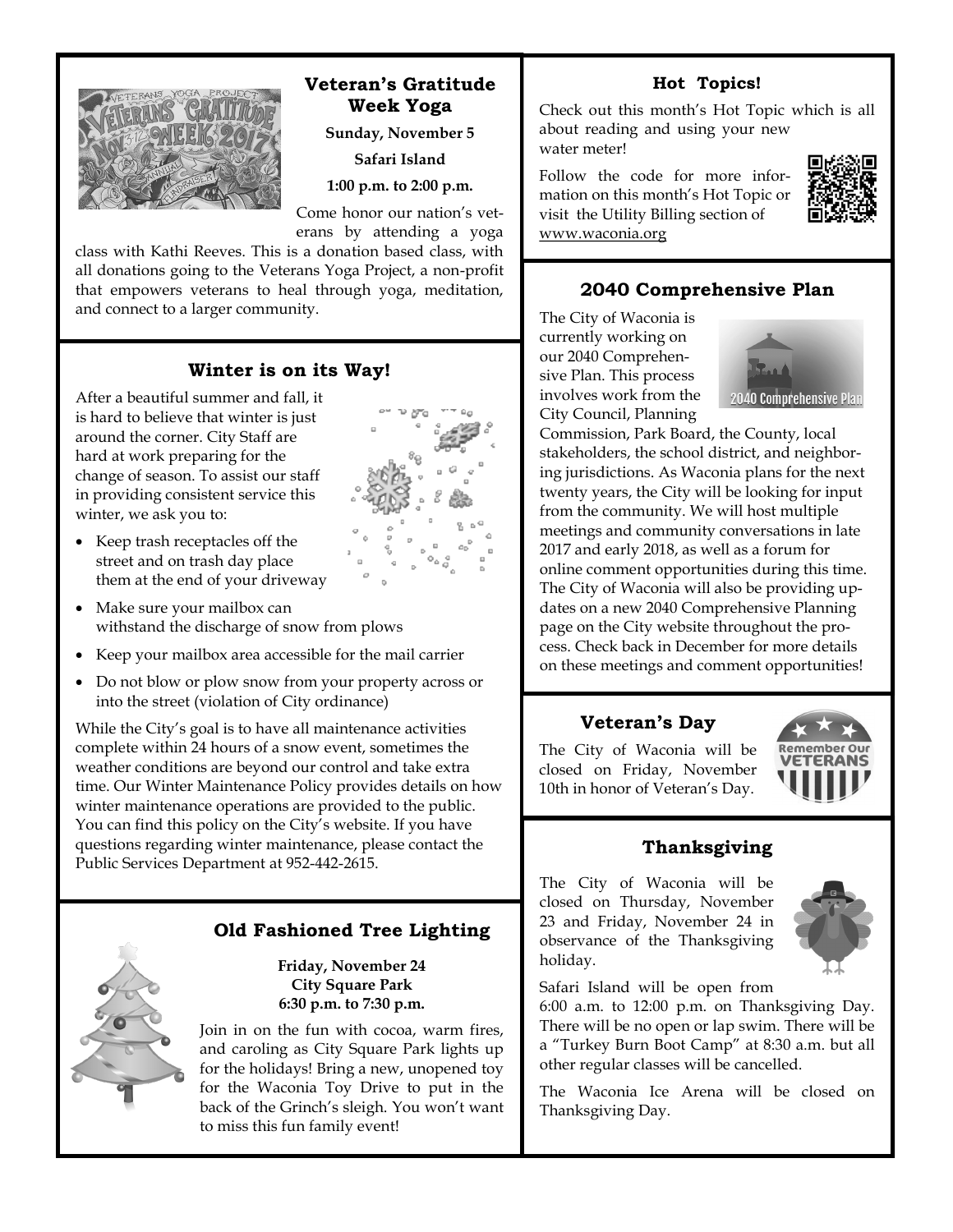## Veteran's Gratitude Week Yoga

**Sunday, November 5**

**Safari Island**

**1:00 p.m. to 2:00 p.m.**

Come honor our nation's veterans by attending a yoga class with Kathi Reeves. This is a donation based class, with all donations going to the Veterans Yoga Project, a non-profit that empowers veterans to heal through yoga, meditation, and connect to a larger community.

## Winter is on its Way!

After a beautiful summer and fall, it is hard to believe that winter is just around the corner. City Staff are hard at work preparing for the change of season. To assist our staff in providing consistent service this winter, we ask you to:

- Keep trash receptacles off the street and on trash day place them at the end of your driveway
- Make sure your mailbox can withstand the discharge of snow from plows
- Keep your mailbox area accessible for the mail carrier
- Do not blow or plow snow from your property across or into the street (violation of City ordinance)

While the City's goal is to have all maintenance activities complete within 24 hours of a snow event, sometimes the weather conditions are beyond our control and take extra time. Our Winter Maintenance Policy provides details on how winter maintenance operations are provided to the public. You can find this policy on the City's website. If you have questions regarding winter maintenance, please contact the Public Services Department at 952-442-2615.

## Old Fashioned Tree Lighting

**Friday, November 24**
**City Square Park**
**6:30 p.m. to 7:30 p.m.**

Join in on the fun with cocoa, warm fires, and caroling as City Square Park lights up for the holidays! Bring a new, unopened toy for the Waconia Toy Drive to put in the back of the Grinch's sleigh. You won't want to miss this fun family event!

## Hot Topics!

Check out this month's Hot Topic which is all about reading and using your new water meter!

Follow the code for more information on this month's Hot Topic or visit the Utility Billing section of www.waconia.org

## 2040 Comprehensive Plan

The City of Waconia is currently working on our 2040 Comprehensive Plan. This process involves work from the City Council, Planning Commission, Park Board, the County, local stakeholders, the school district, and neighboring jurisdictions. As Waconia plans for the next twenty years, the City will be looking for input from the community. We will host multiple meetings and community conversations in late 2017 and early 2018, as well as a forum for online comment opportunities during this time. The City of Waconia will also be providing updates on a new 2040 Comprehensive Planning page on the City website throughout the process. Check back in December for more details on these meetings and comment opportunities!

## Veteran's Day

The City of Waconia will be closed on Friday, November 10th in honor of Veteran's Day.

## Thanksgiving

The City of Waconia will be closed on Thursday, November 23 and Friday, November 24 in observance of the Thanksgiving holiday.

Safari Island will be open from 6:00 a.m. to 12:00 p.m. on Thanksgiving Day. There will be no open or lap swim. There will be a "Turkey Burn Boot Camp" at 8:30 a.m. but all other regular classes will be cancelled.

The Waconia Ice Arena will be closed on Thanksgiving Day.